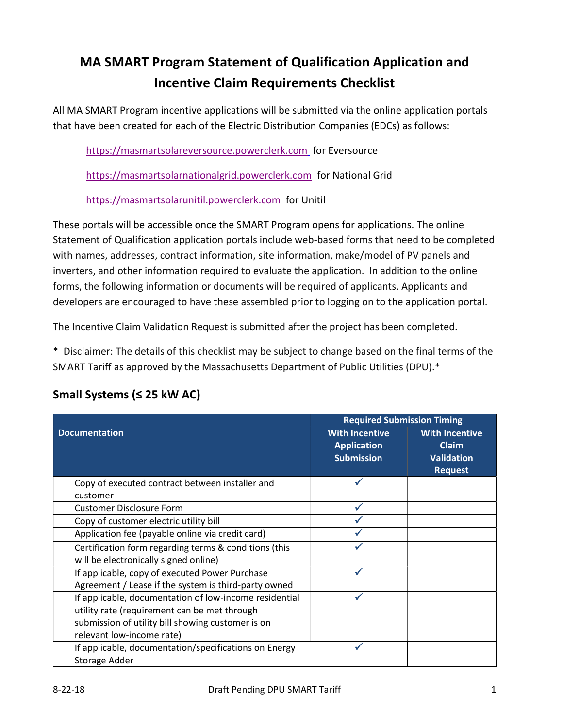# MA SMART Program Statement of Qualification Application and Incentive Claim Requirements Checklist

All MA SMART Program incentive applications will be submitted via the online application portals that have been created for each of the Electric Distribution Companies (EDCs) as follows:

https://masmartsolareversource.powerclerk.com for Eversource

https://masmartsolarnationalgrid.powerclerk.com for National Grid

https://masmartsolarunitil.powerclerk.com for Unitil

These portals will be accessible once the SMART Program opens for applications. The online Statement of Qualification application portals include web-based forms that need to be completed with names, addresses, contract information, site information, make/model of PV panels and inverters, and other information required to evaluate the application. In addition to the online forms, the following information or documents will be required of applicants. Applicants and developers are encouraged to have these assembled prior to logging on to the application portal.

The Incentive Claim Validation Request is submitted after the project has been completed.

* Disclaimer: The details of this checklist may be subject to change based on the final terms of the SMART Tariff as approved by the Massachusetts Department of Public Utilities (DPU).*

## Small Systems (≤ 25 kW AC)

| Documentation | Required Submission Timing | |
|---|---|---|
| | With Incentive Application Submission | With Incentive Claim Validation Request |
| Copy of executed contract between installer and customer | ✓ | |
| Customer Disclosure Form | ✓ | |
| Copy of customer electric utility bill | ✓ | |
| Application fee (payable online via credit card) | ✓ | |
| Certification form regarding terms & conditions (this will be electronically signed online) | ✓ | |
| If applicable, copy of executed Power Purchase Agreement / Lease if the system is third-party owned | ✓ | |
| If applicable, documentation of low-income residential utility rate (requirement can be met through submission of utility bill showing customer is on relevant low-income rate) | ✓ | |
| If applicable, documentation/specifications on Energy Storage Adder | ✓ | |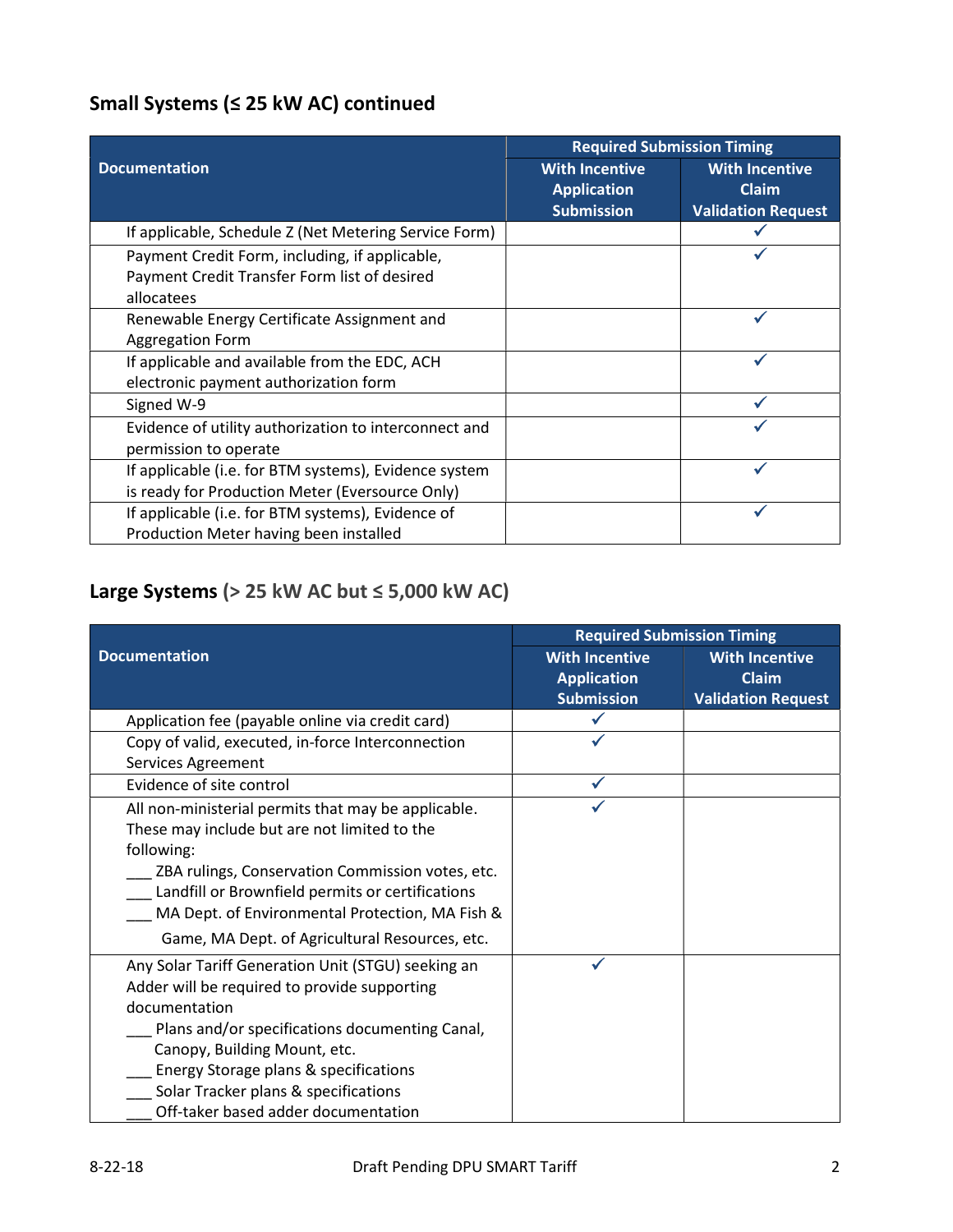## Small Systems (≤ 25 kW AC) continued

| Documentation | Required Submission Timing | |
|---|---|---|
| | With Incentive Application Submission | With Incentive Claim Validation Request |
| If applicable, Schedule Z (Net Metering Service Form) | | ✓ |
| Payment Credit Form, including, if applicable, Payment Credit Transfer Form list of desired allocatees | | ✓ |
| Renewable Energy Certificate Assignment and Aggregation Form | | ✓ |
| If applicable and available from the EDC, ACH electronic payment authorization form | | ✓ |
| Signed W-9 | | ✓ |
| Evidence of utility authorization to interconnect and permission to operate | | ✓ |
| If applicable (i.e. for BTM systems), Evidence system is ready for Production Meter (Eversource Only) | | ✓ |
| If applicable (i.e. for BTM systems), Evidence of Production Meter having been installed | | ✓ |

## Large Systems (> 25 kW AC but ≤ 5,000 kW AC)

| Documentation | Required Submission Timing | |
|---|---|---|
| | With Incentive Application Submission | With Incentive Claim Validation Request |
| Application fee (payable online via credit card) | ✓ | |
| Copy of valid, executed, in-force Interconnection Services Agreement | ✓ | |
| Evidence of site control | ✓ | |
| All non-ministerial permits that may be applicable. These may include but are not limited to the following:<br>___ ZBA rulings, Conservation Commission votes, etc.<br>___ Landfill or Brownfield permits or certifications<br>___ MA Dept. of Environmental Protection, MA Fish & Game, MA Dept. of Agricultural Resources, etc. | ✓ | |
| Any Solar Tariff Generation Unit (STGU) seeking an Adder will be required to provide supporting documentation<br>___ Plans and/or specifications documenting Canal, Canopy, Building Mount, etc.<br>___ Energy Storage plans & specifications<br>___ Solar Tracker plans & specifications<br>___ Off-taker based adder documentation | ✓ | |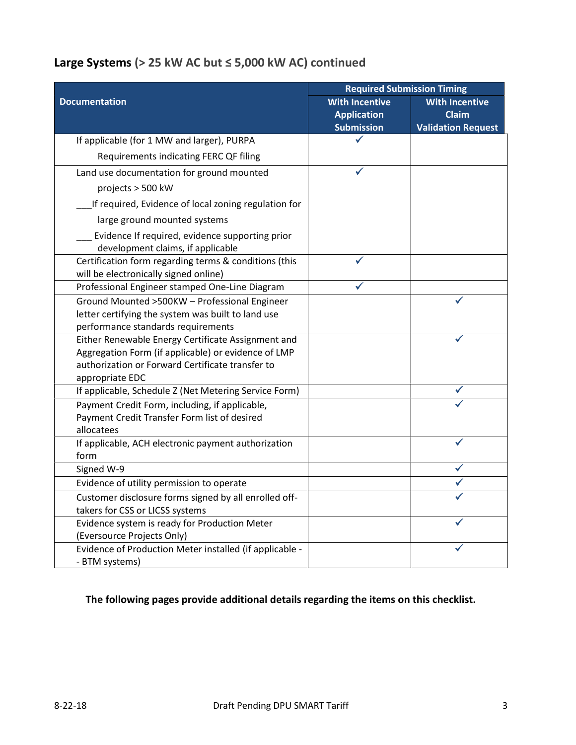## **Large Systems** (> 25 kW AC but ≤ 5,000 kW AC) continued

| Documentation | Required Submission Timing | |
|---|---|---|
| | With Incentive Application Submission | With Incentive Claim Validation Request |
| If applicable (for 1 MW and larger), PURPA Requirements indicating FERC QF filing | ✓ | |
| Land use documentation for ground mounted projects > 500 kW<br>___If required, Evidence of local zoning regulation for large ground mounted systems<br>___ Evidence If required, evidence supporting prior development claims, if applicable | ✓ | |
| Certification form regarding terms & conditions (this will be electronically signed online) | ✓ | |
| Professional Engineer stamped One-Line Diagram | ✓ | |
| Ground Mounted >500KW – Professional Engineer letter certifying the system was built to land use performance standards requirements | | ✓ |
| Either Renewable Energy Certificate Assignment and Aggregation Form (if applicable) or evidence of LMP authorization or Forward Certificate transfer to appropriate EDC | | ✓ |
| If applicable, Schedule Z (Net Metering Service Form) | | ✓ |
| Payment Credit Form, including, if applicable, Payment Credit Transfer Form list of desired allocatees | | ✓ |
| If applicable, ACH electronic payment authorization form | | ✓ |
| Signed W-9 | | ✓ |
| Evidence of utility permission to operate | | ✓ |
| Customer disclosure forms signed by all enrolled off-takers for CSS or LICSS systems | | ✓ |
| Evidence system is ready for Production Meter (Eversource Projects Only) | | ✓ |
| Evidence of Production Meter installed (if applicable - - BTM systems) | | ✓ |

**The following pages provide additional details regarding the items on this checklist.**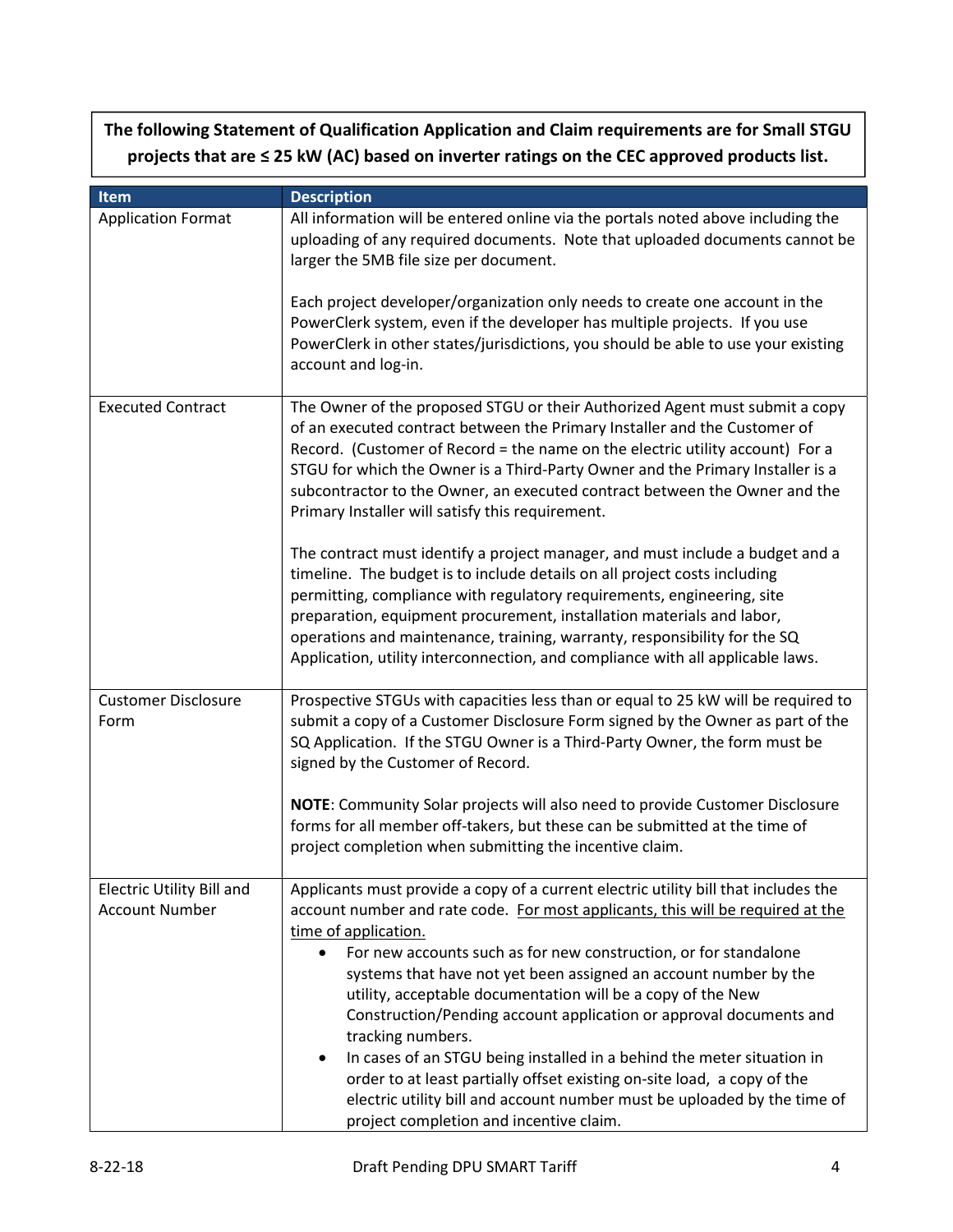**The following Statement of Qualification Application and Claim requirements are for Small STGU projects that are ≤ 25 kW (AC) based on inverter ratings on the CEC approved products list.**

| Item | Description |
| --- | --- |
| Application Format | All information will be entered online via the portals noted above including the uploading of any required documents. Note that uploaded documents cannot be larger the 5MB file size per document.<br><br>Each project developer/organization only needs to create one account in the PowerClerk system, even if the developer has multiple projects. If you use PowerClerk in other states/jurisdictions, you should be able to use your existing account and log-in. |
| Executed Contract | The Owner of the proposed STGU or their Authorized Agent must submit a copy of an executed contract between the Primary Installer and the Customer of Record. (Customer of Record = the name on the electric utility account) For a STGU for which the Owner is a Third-Party Owner and the Primary Installer is a subcontractor to the Owner, an executed contract between the Owner and the Primary Installer will satisfy this requirement.<br><br>The contract must identify a project manager, and must include a budget and a timeline. The budget is to include details on all project costs including permitting, compliance with regulatory requirements, engineering, site preparation, equipment procurement, installation materials and labor, operations and maintenance, training, warranty, responsibility for the SQ Application, utility interconnection, and compliance with all applicable laws. |
| Customer Disclosure Form | Prospective STGUs with capacities less than or equal to 25 kW will be required to submit a copy of a Customer Disclosure Form signed by the Owner as part of the SQ Application. If the STGU Owner is a Third-Party Owner, the form must be signed by the Customer of Record.<br><br>**NOTE**: Community Solar projects will also need to provide Customer Disclosure forms for all member off-takers, but these can be submitted at the time of project completion when submitting the incentive claim. |
| Electric Utility Bill and Account Number | Applicants must provide a copy of a current electric utility bill that includes the account number and rate code. <u>For most applicants, this will be required at the time of application.</u><br>• For new accounts such as for new construction, or for standalone systems that have not yet been assigned an account number by the utility, acceptable documentation will be a copy of the New Construction/Pending account application or approval documents and tracking numbers.<br>• In cases of an STGU being installed in a behind the meter situation in order to at least partially offset existing on-site load, a copy of the electric utility bill and account number must be uploaded by the time of project completion and incentive claim. |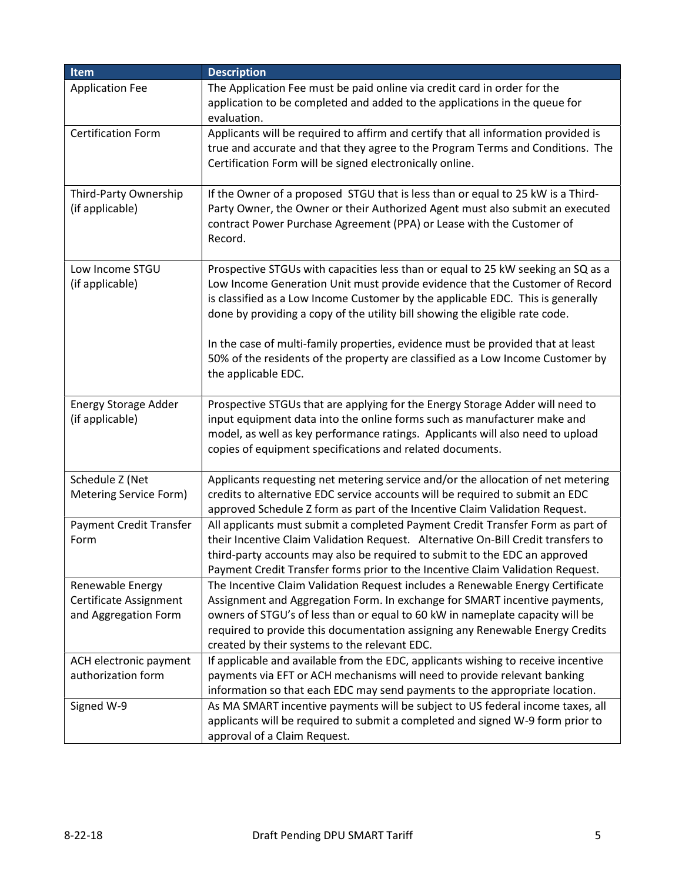| Item | Description |
|---|---|
| Application Fee | The Application Fee must be paid online via credit card in order for the application to be completed and added to the applications in the queue for evaluation. |
| Certification Form | Applicants will be required to affirm and certify that all information provided is true and accurate and that they agree to the Program Terms and Conditions. The Certification Form will be signed electronically online. |
| Third-Party Ownership (if applicable) | If the Owner of a proposed STGU that is less than or equal to 25 kW is a Third-Party Owner, the Owner or their Authorized Agent must also submit an executed contract Power Purchase Agreement (PPA) or Lease with the Customer of Record. |
| Low Income STGU (if applicable) | Prospective STGUs with capacities less than or equal to 25 kW seeking an SQ as a Low Income Generation Unit must provide evidence that the Customer of Record is classified as a Low Income Customer by the applicable EDC. This is generally done by providing a copy of the utility bill showing the eligible rate code.<br><br>In the case of multi-family properties, evidence must be provided that at least 50% of the residents of the property are classified as a Low Income Customer by the applicable EDC. |
| Energy Storage Adder (if applicable) | Prospective STGUs that are applying for the Energy Storage Adder will need to input equipment data into the online forms such as manufacturer make and model, as well as key performance ratings. Applicants will also need to upload copies of equipment specifications and related documents. |
| Schedule Z (Net Metering Service Form) | Applicants requesting net metering service and/or the allocation of net metering credits to alternative EDC service accounts will be required to submit an EDC approved Schedule Z form as part of the Incentive Claim Validation Request. |
| Payment Credit Transfer Form | All applicants must submit a completed Payment Credit Transfer Form as part of their Incentive Claim Validation Request. Alternative On-Bill Credit transfers to third-party accounts may also be required to submit to the EDC an approved Payment Credit Transfer forms prior to the Incentive Claim Validation Request. |
| Renewable Energy Certificate Assignment and Aggregation Form | The Incentive Claim Validation Request includes a Renewable Energy Certificate Assignment and Aggregation Form. In exchange for SMART incentive payments, owners of STGU's of less than or equal to 60 kW in nameplate capacity will be required to provide this documentation assigning any Renewable Energy Credits created by their systems to the relevant EDC. |
| ACH electronic payment authorization form | If applicable and available from the EDC, applicants wishing to receive incentive payments via EFT or ACH mechanisms will need to provide relevant banking information so that each EDC may send payments to the appropriate location. |
| Signed W-9 | As MA SMART incentive payments will be subject to US federal income taxes, all applicants will be required to submit a completed and signed W-9 form prior to approval of a Claim Request. |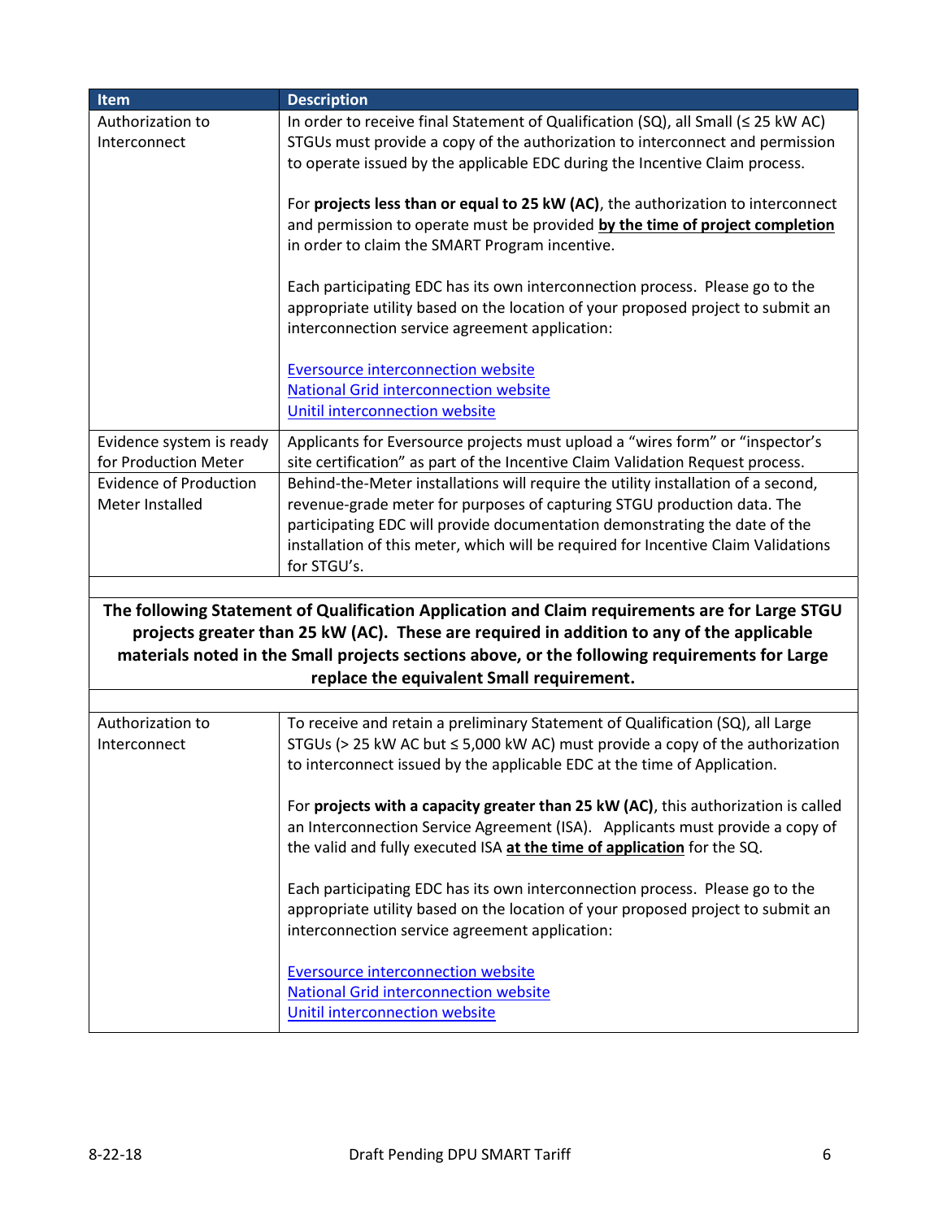| Item | Description |
|---|---|
| Authorization to Interconnect | In order to receive final Statement of Qualification (SQ), all Small (≤ 25 kW AC) STGUs must provide a copy of the authorization to interconnect and permission to operate issued by the applicable EDC during the Incentive Claim process.<br><br>For **projects less than or equal to 25 kW (AC)**, the authorization to interconnect and permission to operate must be provided **by the time of project completion** in order to claim the SMART Program incentive.<br><br>Each participating EDC has its own interconnection process. Please go to the appropriate utility based on the location of your proposed project to submit an interconnection service agreement application:<br><br>Eversource interconnection website<br>National Grid interconnection website<br>Unitil interconnection website |
| Evidence system is ready for Production Meter | Applicants for Eversource projects must upload a "wires form" or "inspector's site certification" as part of the Incentive Claim Validation Request process. |
| Evidence of Production Meter Installed | Behind-the-Meter installations will require the utility installation of a second, revenue-grade meter for purposes of capturing STGU production data. The participating EDC will provide documentation demonstrating the date of the installation of this meter, which will be required for Incentive Claim Validations for STGU's. |
| | |
| **The following Statement of Qualification Application and Claim requirements are for Large STGU projects greater than 25 kW (AC). These are required in addition to any of the applicable materials noted in the Small projects sections above, or the following requirements for Large replace the equivalent Small requirement.** | |
| | |
| Authorization to Interconnect | To receive and retain a preliminary Statement of Qualification (SQ), all Large STGUs (> 25 kW AC but ≤ 5,000 kW AC) must provide a copy of the authorization to interconnect issued by the applicable EDC at the time of Application.<br><br>For **projects with a capacity greater than 25 kW (AC)**, this authorization is called an Interconnection Service Agreement (ISA). Applicants must provide a copy of the valid and fully executed ISA **at the time of application** for the SQ.<br><br>Each participating EDC has its own interconnection process. Please go to the appropriate utility based on the location of your proposed project to submit an interconnection service agreement application:<br><br>Eversource interconnection website<br>National Grid interconnection website<br>Unitil interconnection website |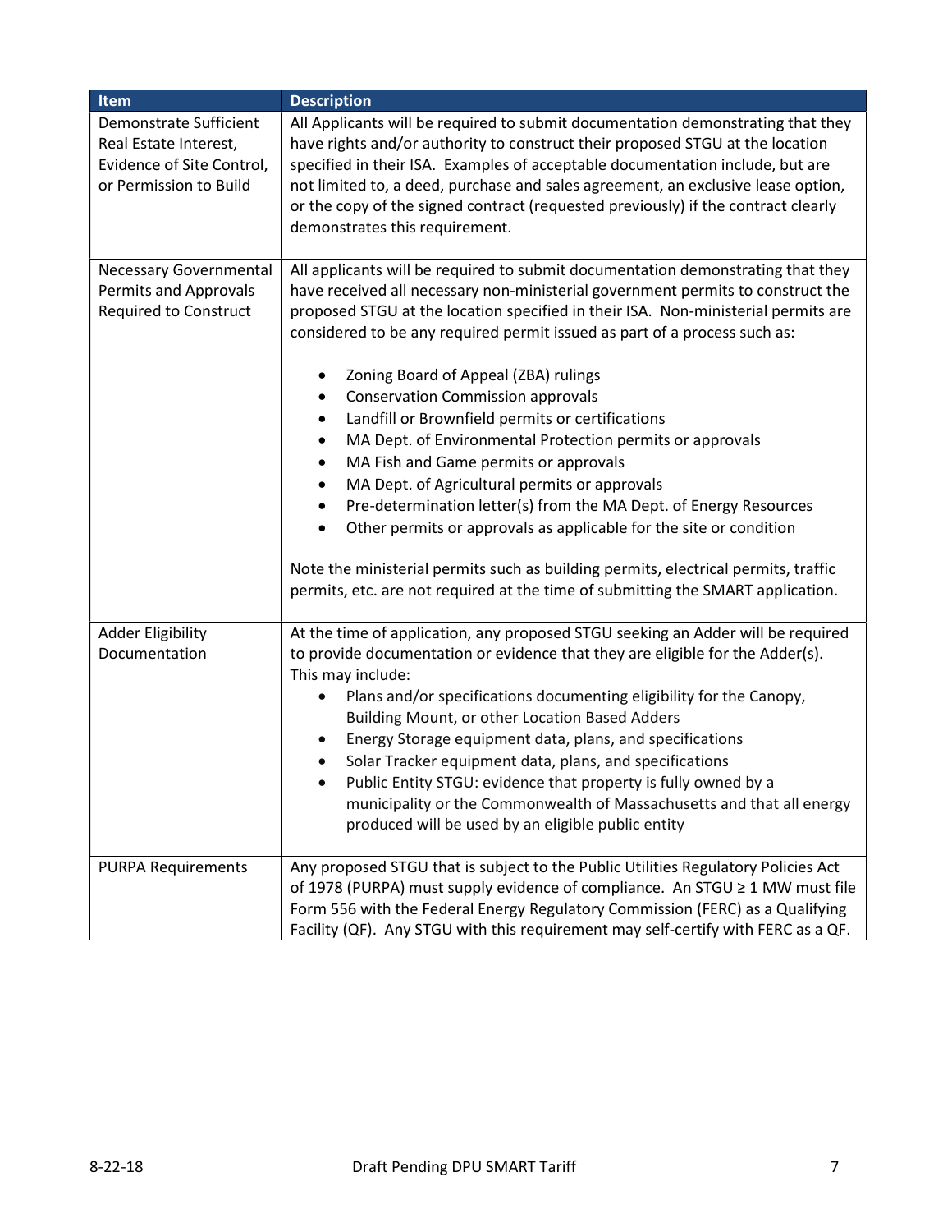| Item | Description |
| --- | --- |
| Demonstrate Sufficient Real Estate Interest, Evidence of Site Control, or Permission to Build | All Applicants will be required to submit documentation demonstrating that they have rights and/or authority to construct their proposed STGU at the location specified in their ISA. Examples of acceptable documentation include, but are not limited to, a deed, purchase and sales agreement, an exclusive lease option, or the copy of the signed contract (requested previously) if the contract clearly demonstrates this requirement. |
| Necessary Governmental Permits and Approvals Required to Construct | All applicants will be required to submit documentation demonstrating that they have received all necessary non-ministerial government permits to construct the proposed STGU at the location specified in their ISA. Non-ministerial permits are considered to be any required permit issued as part of a process such as:<br><br>• Zoning Board of Appeal (ZBA) rulings<br>• Conservation Commission approvals<br>• Landfill or Brownfield permits or certifications<br>• MA Dept. of Environmental Protection permits or approvals<br>• MA Fish and Game permits or approvals<br>• MA Dept. of Agricultural permits or approvals<br>• Pre-determination letter(s) from the MA Dept. of Energy Resources<br>• Other permits or approvals as applicable for the site or condition<br><br>Note the ministerial permits such as building permits, electrical permits, traffic permits, etc. are not required at the time of submitting the SMART application. |
| Adder Eligibility Documentation | At the time of application, any proposed STGU seeking an Adder will be required to provide documentation or evidence that they are eligible for the Adder(s). This may include:<br>• Plans and/or specifications documenting eligibility for the Canopy, Building Mount, or other Location Based Adders<br>• Energy Storage equipment data, plans, and specifications<br>• Solar Tracker equipment data, plans, and specifications<br>• Public Entity STGU: evidence that property is fully owned by a municipality or the Commonwealth of Massachusetts and that all energy produced will be used by an eligible public entity |
| PURPA Requirements | Any proposed STGU that is subject to the Public Utilities Regulatory Policies Act of 1978 (PURPA) must supply evidence of compliance. An STGU ≥ 1 MW must file Form 556 with the Federal Energy Regulatory Commission (FERC) as a Qualifying Facility (QF). Any STGU with this requirement may self-certify with FERC as a QF. |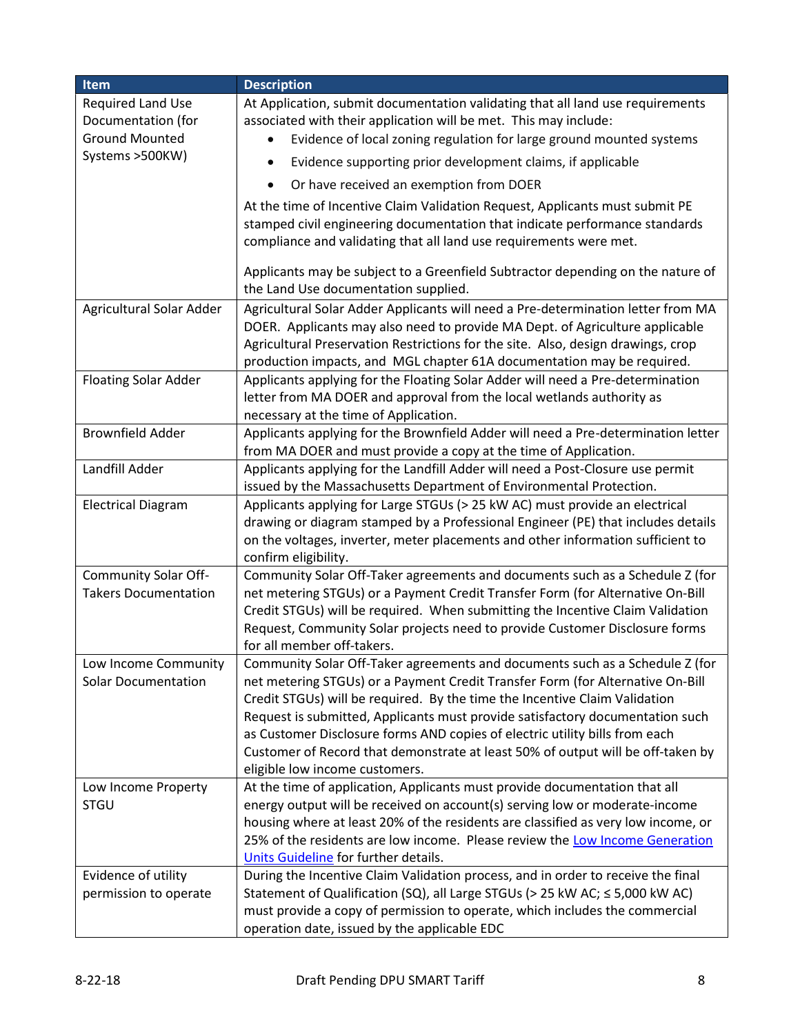| Item | Description |
|---|---|
| Required Land Use Documentation (for Ground Mounted Systems >500KW) | At Application, submit documentation validating that all land use requirements associated with their application will be met. This may include:<br>• Evidence of local zoning regulation for large ground mounted systems<br>• Evidence supporting prior development claims, if applicable<br>• Or have received an exemption from DOER<br>At the time of Incentive Claim Validation Request, Applicants must submit PE stamped civil engineering documentation that indicate performance standards compliance and validating that all land use requirements were met.<br><br>Applicants may be subject to a Greenfield Subtractor depending on the nature of the Land Use documentation supplied. |
| Agricultural Solar Adder | Agricultural Solar Adder Applicants will need a Pre-determination letter from MA DOER. Applicants may also need to provide MA Dept. of Agriculture applicable Agricultural Preservation Restrictions for the site. Also, design drawings, crop production impacts, and MGL chapter 61A documentation may be required. |
| Floating Solar Adder | Applicants applying for the Floating Solar Adder will need a Pre-determination letter from MA DOER and approval from the local wetlands authority as necessary at the time of Application. |
| Brownfield Adder | Applicants applying for the Brownfield Adder will need a Pre-determination letter from MA DOER and must provide a copy at the time of Application. |
| Landfill Adder | Applicants applying for the Landfill Adder will need a Post-Closure use permit issued by the Massachusetts Department of Environmental Protection. |
| Electrical Diagram | Applicants applying for Large STGUs (> 25 kW AC) must provide an electrical drawing or diagram stamped by a Professional Engineer (PE) that includes details on the voltages, inverter, meter placements and other information sufficient to confirm eligibility. |
| Community Solar Off-Takers Documentation | Community Solar Off-Taker agreements and documents such as a Schedule Z (for net metering STGUs) or a Payment Credit Transfer Form (for Alternative On-Bill Credit STGUs) will be required. When submitting the Incentive Claim Validation Request, Community Solar projects need to provide Customer Disclosure forms for all member off-takers. |
| Low Income Community Solar Documentation | Community Solar Off-Taker agreements and documents such as a Schedule Z (for net metering STGUs) or a Payment Credit Transfer Form (for Alternative On-Bill Credit STGUs) will be required. By the time the Incentive Claim Validation Request is submitted, Applicants must provide satisfactory documentation such as Customer Disclosure forms AND copies of electric utility bills from each Customer of Record that demonstrate at least 50% of output will be off-taken by eligible low income customers. |
| Low Income Property STGU | At the time of application, Applicants must provide documentation that all energy output will be received on account(s) serving low or moderate-income housing where at least 20% of the residents are classified as very low income, or 25% of the residents are low income. Please review the [Low Income Generation Units Guideline] for further details. |
| Evidence of utility permission to operate | During the Incentive Claim Validation process, and in order to receive the final Statement of Qualification (SQ), all Large STGUs (> 25 kW AC; ≤ 5,000 kW AC) must provide a copy of permission to operate, which includes the commercial operation date, issued by the applicable EDC |